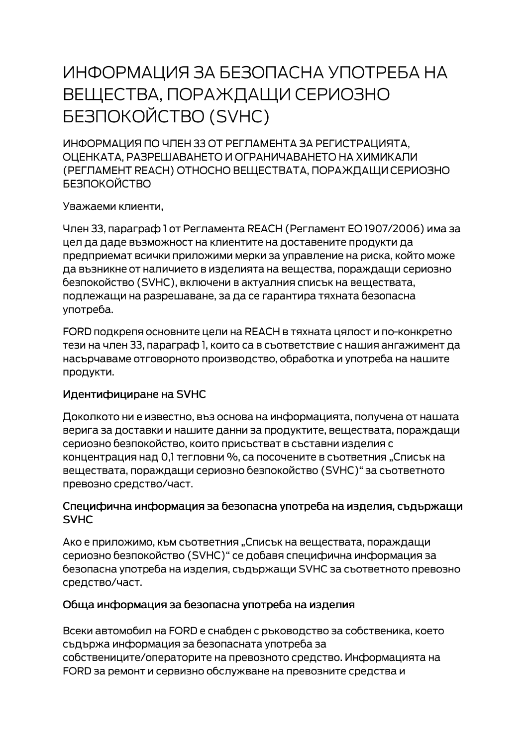# ИНФОРМАЦИЯ ЗА БЕЗОПАСНА УПОТРЕБА НА ВЕЩЕСТВА, ПОРАЖДАЩИ СЕРИОЗНО БЕЗПОКОЙСТВО (SVHC)

ИНФОРМАЦИЯ ПО ЧЛЕН 33 ОТ РЕГЛАМЕНТА ЗА РЕГИСТРАЦИЯТА, ОЦЕНКАТА, РАЗРЕШАВАНЕТО И ОГРАНИЧАВАНЕТО НА ХИМИКАЛИ (РЕГЛАМЕНТ REACH) ОТНОСНО ВЕЩЕСТВАТА, ПОРАЖДАЩИ СЕРИОЗНО БЕЗПОКОЙСТВО

Уважаеми клиенти,

Член 33, параграф 1 от Регламента REACH (Регламент ЕО 1907/2006) има за цел да даде възможност на клиентите на доставените продукти да предприемат всички приложими мерки за управление на риска, който може да възникне от наличието в изделията на вещества, пораждащи сериозно безпокойство (SVHC), включени в актуалния списък на веществата, подлежащи на разрешаване, за да се гарантира тяхната безопасна употреба.

FORD подкрепя основните цели на REACH в тяхната цялост и по-конкретно тези на член 33, параграф 1, които са в съответствие с нашия ангажимент да насърчаваме отговорното производство, обработка и употреба на нашите продукти.

**Идентифициране на SVHC**

Доколкото ни е известно, въз основа на информацията, получена от нашата верига за доставки и нашите данни за продуктите, веществата, пораждащи сериозно безпокойство, които присъстват в съставни изделия с концентрация над 0,1 тегловни %, са посочените в съответния „Списък на веществата, пораждащи сериозно безпокойство (SVHC)“ за съответното превозно средство/част.

**Специфична информация за безопасна употреба на изделия, съдържащи SVHC**

Ако е приложимо, към съответния „Списък на веществата, пораждащи сериозно безпокойство (SVHC)“ се добавя специфична информация за безопасна употреба на изделия, съдържащи SVHC за съответното превозно средство/част.

**Обща информация за безопасна употреба на изделия**

Всеки автомобил на FORD е снабден с ръководство за собственика, което съдържа информация за безопасната употреба за собствениците/операторите на превозното средство. Информацията на FORD за ремонт и сервизно обслужване на превозните средства и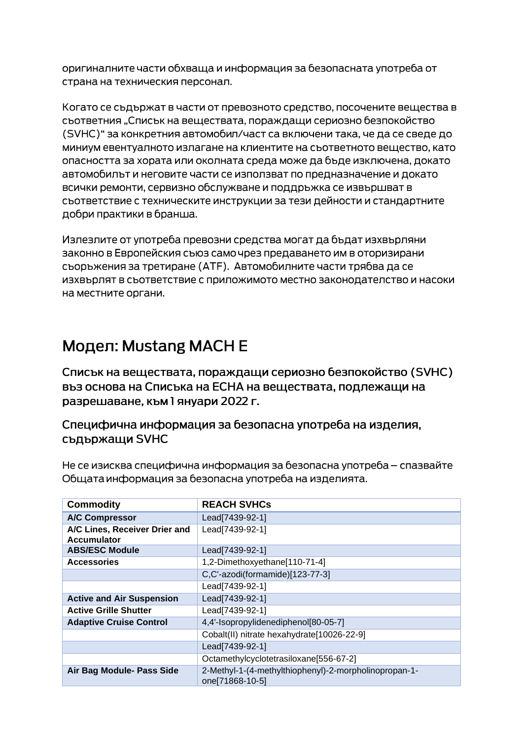оригиналните части обхваща и информация за безопасната употреба от страна на техническия персонал.

Когато се съдържат в части от превозното средство, посочените вещества в съответния „Списък на веществата, пораждащи сериозно безпокойство (SVHC)" за конкретния автомобил/част са включени така, че да се сведе до миниум евентуалното излагане на клиентите на съответното вещество, като опасността за хората или околната среда може да бъде изключена, докато автомобилът и неговите части се използват по предназначение и докато всички ремонти, сервизно обслужване и поддръжка се извършват в съответствие с техническите инструкции за тези дейности и стандартните добри практики в бранша.

Излезлите от употреба превозни средства могат да бъдат изхвърляни законно в Европейския съюз само чрез предаването им в оторизирани съоръжения за третиране (ATF). Автомобилните части трябва да се изхвърлят в съответствие с приложимото местно законодателство и насоки на местните органи.

# Модел: Mustang MACH E

## Списък на веществата, пораждащи сериозно безпокойство (SVHC) въз основа на Списъка на ECHA на веществата, подлежащи на разрешаване, към 1 януари 2022 г.

### Специфична информация за безопасна употреба на изделия, съдържащи SVHC

Не се изисква специфична информация за безопасна употреба – спазвайте Общата информация за безопасна употреба на изделията.

| Commodity | REACH SVHCs |
|---|---|
| **A/C Compressor** | Lead[7439-92-1] |
| **A/C Lines, Receiver Drier and Accumulator** | Lead[7439-92-1] |
| **ABS/ESC Module** | Lead[7439-92-1] |
| **Accessories** | 1,2-Dimethoxyethane[110-71-4] |
| | C,C'-azodi(formamide)[123-77-3] |
| | Lead[7439-92-1] |
| **Active and Air Suspension** | Lead[7439-92-1] |
| **Active Grille Shutter** | Lead[7439-92-1] |
| **Adaptive Cruise Control** | 4,4'-Isopropylidenediphenol[80-05-7] |
| | Cobalt(II) nitrate hexahydrate[10026-22-9] |
| | Lead[7439-92-1] |
| | Octamethylcyclotetrasiloxane[556-67-2] |
| **Air Bag Module- Pass Side** | 2-Methyl-1-(4-methylthiophenyl)-2-morpholinopropan-1-one[71868-10-5] |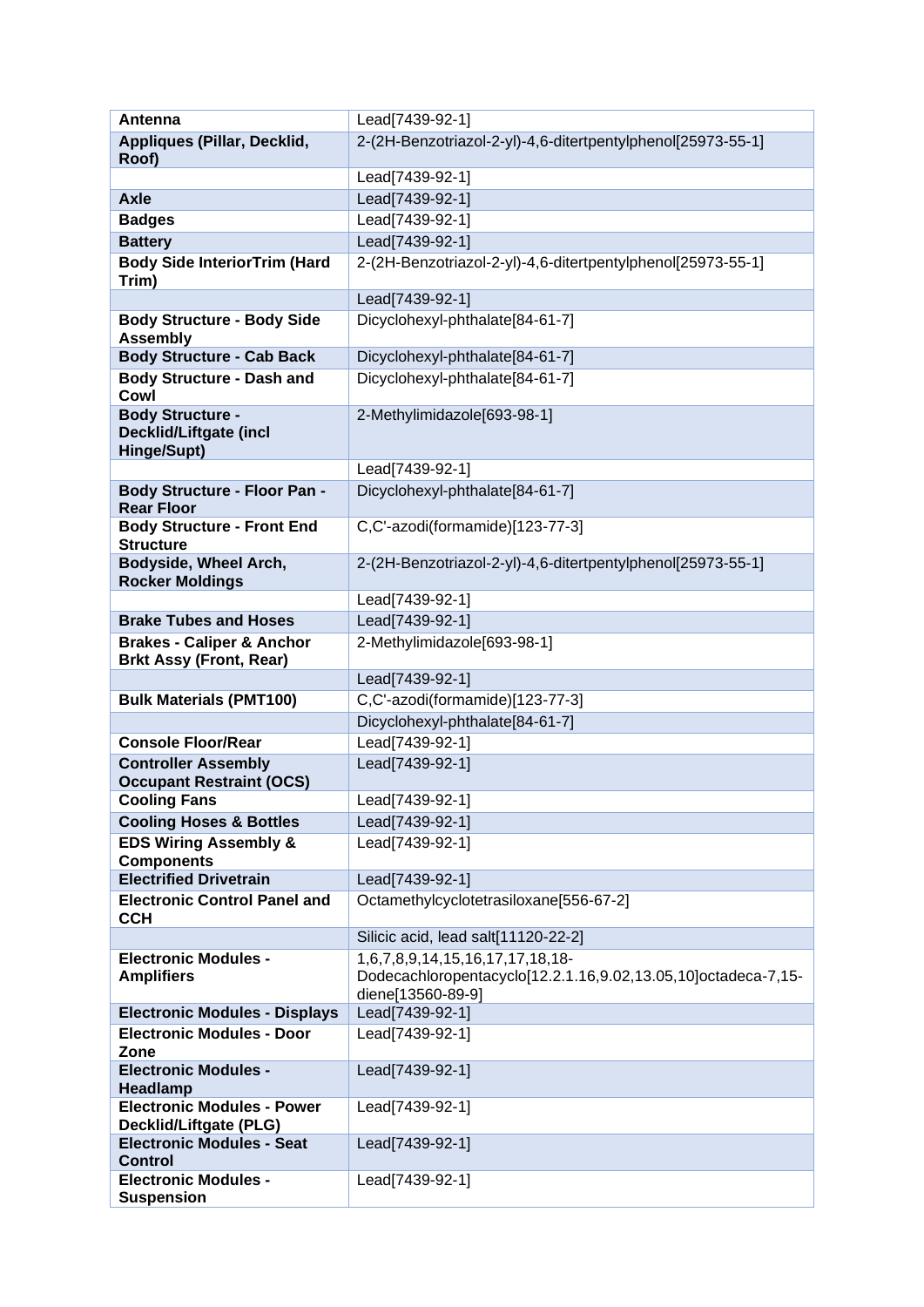| Antenna | Lead[7439-92-1] |
|---|---|
| Appliques (Pillar, Decklid, Roof) | 2-(2H-Benzotriazol-2-yl)-4,6-ditertpentylphenol[25973-55-1] |
| | Lead[7439-92-1] |
| Axle | Lead[7439-92-1] |
| Badges | Lead[7439-92-1] |
| Battery | Lead[7439-92-1] |
| Body Side InteriorTrim (Hard Trim) | 2-(2H-Benzotriazol-2-yl)-4,6-ditertpentylphenol[25973-55-1] |
| | Lead[7439-92-1] |
| Body Structure - Body Side Assembly | Dicyclohexyl-phthalate[84-61-7] |
| Body Structure - Cab Back | Dicyclohexyl-phthalate[84-61-7] |
| Body Structure - Dash and Cowl | Dicyclohexyl-phthalate[84-61-7] |
| Body Structure - Decklid/Liftgate (incl Hinge/Supt) | 2-Methylimidazole[693-98-1] |
| | Lead[7439-92-1] |
| Body Structure - Floor Pan - Rear Floor | Dicyclohexyl-phthalate[84-61-7] |
| Body Structure - Front End Structure | C,C'-azodi(formamide)[123-77-3] |
| Bodyside, Wheel Arch, Rocker Moldings | 2-(2H-Benzotriazol-2-yl)-4,6-ditertpentylphenol[25973-55-1] |
| | Lead[7439-92-1] |
| Brake Tubes and Hoses | Lead[7439-92-1] |
| Brakes - Caliper & Anchor Brkt Assy (Front, Rear) | 2-Methylimidazole[693-98-1] |
| | Lead[7439-92-1] |
| Bulk Materials (PMT100) | C,C'-azodi(formamide)[123-77-3] |
| | Dicyclohexyl-phthalate[84-61-7] |
| Console Floor/Rear | Lead[7439-92-1] |
| Controller Assembly Occupant Restraint (OCS) | Lead[7439-92-1] |
| Cooling Fans | Lead[7439-92-1] |
| Cooling Hoses & Bottles | Lead[7439-92-1] |
| EDS Wiring Assembly & Components | Lead[7439-92-1] |
| Electrified Drivetrain | Lead[7439-92-1] |
| Electronic Control Panel and CCH | Octamethylcyclotetrasiloxane[556-67-2] |
| | Silicic acid, lead salt[11120-22-2] |
| Electronic Modules - Amplifiers | 1,6,7,8,9,14,15,16,17,17,18,18-Dodecachloropentacyclo[12.2.1.16,9.02,13.05,10]octadeca-7,15-diene[13560-89-9] |
| Electronic Modules - Displays | Lead[7439-92-1] |
| Electronic Modules - Door Zone | Lead[7439-92-1] |
| Electronic Modules - Headlamp | Lead[7439-92-1] |
| Electronic Modules - Power Decklid/Liftgate (PLG) | Lead[7439-92-1] |
| Electronic Modules - Seat Control | Lead[7439-92-1] |
| Electronic Modules - Suspension | Lead[7439-92-1] |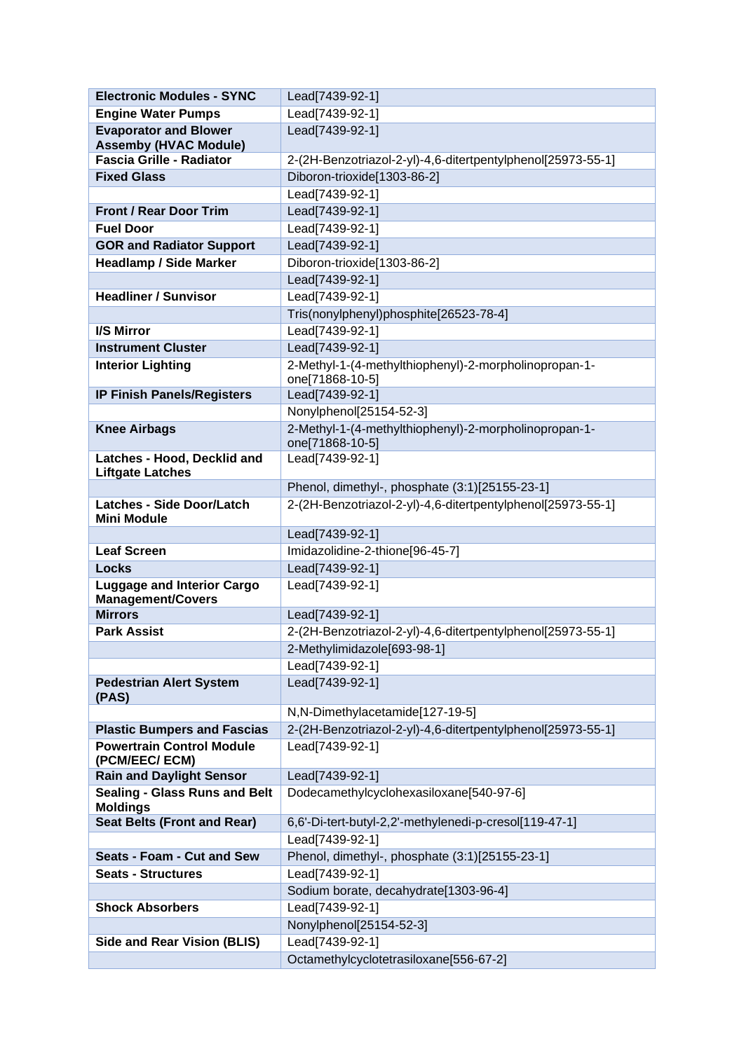| **Electronic Modules - SYNC** | Lead[7439-92-1] |
|---|---|
| **Engine Water Pumps** | Lead[7439-92-1] |
| **Evaporator and Blower Assemby (HVAC Module)** | Lead[7439-92-1] |
| **Fascia Grille - Radiator** | 2-(2H-Benzotriazol-2-yl)-4,6-ditertpentylphenol[25973-55-1] |
| **Fixed Glass** | Diboron-trioxide[1303-86-2] |
| | Lead[7439-92-1] |
| **Front / Rear Door Trim** | Lead[7439-92-1] |
| **Fuel Door** | Lead[7439-92-1] |
| **GOR and Radiator Support** | Lead[7439-92-1] |
| **Headlamp / Side Marker** | Diboron-trioxide[1303-86-2] |
| | Lead[7439-92-1] |
| **Headliner / Sunvisor** | Lead[7439-92-1] |
| | Tris(nonylphenyl)phosphite[26523-78-4] |
| **I/S Mirror** | Lead[7439-92-1] |
| **Instrument Cluster** | Lead[7439-92-1] |
| **Interior Lighting** | 2-Methyl-1-(4-methylthiophenyl)-2-morpholinopropan-1-one[71868-10-5] |
| **IP Finish Panels/Registers** | Lead[7439-92-1] |
| | Nonylphenol[25154-52-3] |
| **Knee Airbags** | 2-Methyl-1-(4-methylthiophenyl)-2-morpholinopropan-1-one[71868-10-5] |
| **Latches - Hood, Decklid and Liftgate Latches** | Lead[7439-92-1] |
| | Phenol, dimethyl-, phosphate (3:1)[25155-23-1] |
| **Latches - Side Door/Latch Mini Module** | 2-(2H-Benzotriazol-2-yl)-4,6-ditertpentylphenol[25973-55-1] |
| | Lead[7439-92-1] |
| **Leaf Screen** | Imidazolidine-2-thione[96-45-7] |
| **Locks** | Lead[7439-92-1] |
| **Luggage and Interior Cargo Management/Covers** | Lead[7439-92-1] |
| **Mirrors** | Lead[7439-92-1] |
| **Park Assist** | 2-(2H-Benzotriazol-2-yl)-4,6-ditertpentylphenol[25973-55-1] |
| | 2-Methylimidazole[693-98-1] |
| | Lead[7439-92-1] |
| **Pedestrian Alert System (PAS)** | Lead[7439-92-1] |
| | N,N-Dimethylacetamide[127-19-5] |
| **Plastic Bumpers and Fascias** | 2-(2H-Benzotriazol-2-yl)-4,6-ditertpentylphenol[25973-55-1] |
| **Powertrain Control Module (PCM/EEC/ ECM)** | Lead[7439-92-1] |
| **Rain and Daylight Sensor** | Lead[7439-92-1] |
| **Sealing - Glass Runs and Belt Moldings** | Dodecamethylcyclohexasiloxane[540-97-6] |
| **Seat Belts (Front and Rear)** | 6,6'-Di-tert-butyl-2,2'-methylenedi-p-cresol[119-47-1] |
| | Lead[7439-92-1] |
| **Seats - Foam - Cut and Sew** | Phenol, dimethyl-, phosphate (3:1)[25155-23-1] |
| **Seats - Structures** | Lead[7439-92-1] |
| | Sodium borate, decahydrate[1303-96-4] |
| **Shock Absorbers** | Lead[7439-92-1] |
| | Nonylphenol[25154-52-3] |
| **Side and Rear Vision (BLIS)** | Lead[7439-92-1] |
| | Octamethylcyclotetrasiloxane[556-67-2] |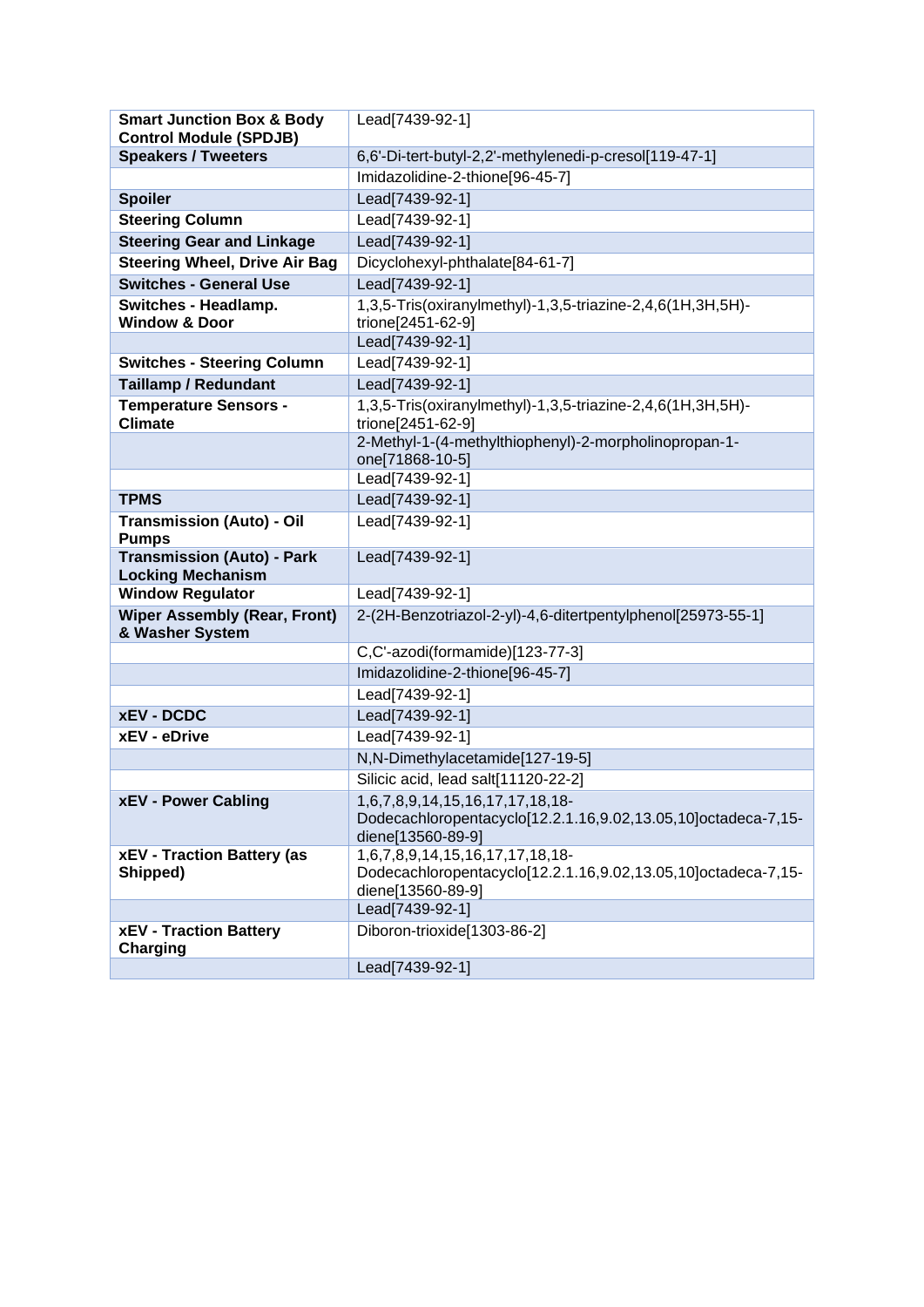| | |
|---|---|
| **Smart Junction Box & Body Control Module (SPDJB)** | Lead[7439-92-1] |
| **Speakers / Tweeters** | 6,6'-Di-tert-butyl-2,2'-methylenedi-p-cresol[119-47-1] |
| | Imidazolidine-2-thione[96-45-7] |
| **Spoiler** | Lead[7439-92-1] |
| **Steering Column** | Lead[7439-92-1] |
| **Steering Gear and Linkage** | Lead[7439-92-1] |
| **Steering Wheel, Drive Air Bag** | Dicyclohexyl-phthalate[84-61-7] |
| **Switches - General Use** | Lead[7439-92-1] |
| **Switches - Headlamp. Window & Door** | 1,3,5-Tris(oxiranylmethyl)-1,3,5-triazine-2,4,6(1H,3H,5H)-trione[2451-62-9] |
| | Lead[7439-92-1] |
| **Switches - Steering Column** | Lead[7439-92-1] |
| **Taillamp / Redundant** | Lead[7439-92-1] |
| **Temperature Sensors - Climate** | 1,3,5-Tris(oxiranylmethyl)-1,3,5-triazine-2,4,6(1H,3H,5H)-trione[2451-62-9] |
| | 2-Methyl-1-(4-methylthiophenyl)-2-morpholinopropan-1-one[71868-10-5] |
| | Lead[7439-92-1] |
| **TPMS** | Lead[7439-92-1] |
| **Transmission (Auto) - Oil Pumps** | Lead[7439-92-1] |
| **Transmission (Auto) - Park Locking Mechanism** | Lead[7439-92-1] |
| **Window Regulator** | Lead[7439-92-1] |
| **Wiper Assembly (Rear, Front) & Washer System** | 2-(2H-Benzotriazol-2-yl)-4,6-ditertpentylphenol[25973-55-1] |
| | C,C'-azodi(formamide)[123-77-3] |
| | Imidazolidine-2-thione[96-45-7] |
| | Lead[7439-92-1] |
| **xEV - DCDC** | Lead[7439-92-1] |
| **xEV - eDrive** | Lead[7439-92-1] |
| | N,N-Dimethylacetamide[127-19-5] |
| | Silicic acid, lead salt[11120-22-2] |
| **xEV - Power Cabling** | 1,6,7,8,9,14,15,16,17,17,18,18-Dodecachloropentacyclo[12.2.1.16,9.02,13.05,10]octadeca-7,15-diene[13560-89-9] |
| **xEV - Traction Battery (as Shipped)** | 1,6,7,8,9,14,15,16,17,17,18,18-Dodecachloropentacyclo[12.2.1.16,9.02,13.05,10]octadeca-7,15-diene[13560-89-9] |
| | Lead[7439-92-1] |
| **xEV - Traction Battery Charging** | Diboron-trioxide[1303-86-2] |
| | Lead[7439-92-1] |